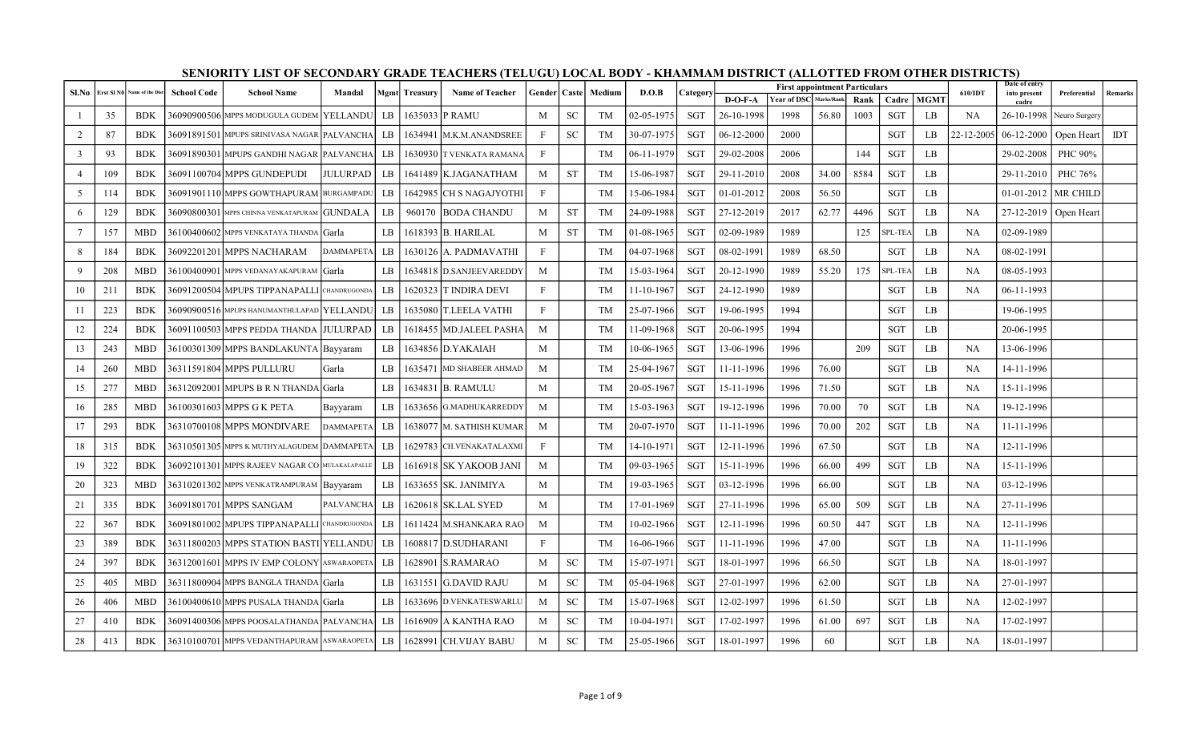# SENIORITY LIST OF SECONDARY GRADE TEACHERS (TELUGU) LOCAL BODY - KHAMMAM DISTRICT (ALLOTTED FROM OTHER DISTRICTS)

| Sl.No | Erst Sl N0 | Name of the Dist | School Code | School Name | Mandal | Mgmt | Treasury | Name of Teacher | Gender | Caste | Medium | D.O.B | Category | First appointment Particulars | | | | | | 610/IDT | Date of entry into present cadre | Preferential | Remarks |
|---|---|---|---|---|---|---|---|---|---|---|---|---|---|---|---|---|---|---|---|---|---|---|---|
| | | | | | | | | | | | | | | D-O-F-A | Year of DSC | Marks/Rank | Rank | Cadre | MGMT | | | | |
| 1 | 35 | BDK | 36090900506 | MPPS MODUGULA GUDEM | YELLANDU | LB | 1635033 | P RAMU | M | SC | TM | 02-05-1975 | SGT | 26-10-1998 | 1998 | 56.80 | 1003 | SGT | LB | NA | 26-10-1998 | Neuro Surgery | |
| 2 | 87 | BDK | 36091891501 | MPUPS SRINIVASA NAGAR | PALVANCHA | LB | 1634941 | M.K.M.ANANDSREE | F | SC | TM | 30-07-1975 | SGT | 06-12-2000 | 2000 | | | SGT | LB | 22-12-2005 | 06-12-2000 | Open Heart | IDT |
| 3 | 93 | BDK | 36091890301 | MPUPS GANDHI NAGAR | PALVANCHA | LB | 1630930 | T VENKATA RAMANA | F | | TM | 06-11-1979 | SGT | 29-02-2008 | 2006 | | 144 | SGT | LB | | 29-02-2008 | PHC 90% | |
| 4 | 109 | BDK | 36091100704 | MPPS GUNDEPUDI | JULURPAD | LB | 1641489 | K.JAGANATHAM | M | ST | TM | 15-06-1987 | SGT | 29-11-2010 | 2008 | 34.00 | 8584 | SGT | LB | | 29-11-2010 | PHC 76% | |
| 5 | 114 | BDK | 36091901110 | MPPS GOWTHAPURAM | BURGAMPADU | LB | 1642985 | CH S NAGAJYOTHI | F | | TM | 15-06-1984 | SGT | 01-01-2012 | 2008 | 56.50 | | SGT | LB | | 01-01-2012 | MR CHILD | |
| 6 | 129 | BDK | 36090800301 | MPPS CHINNA VENKATAPURAM | GUNDALA | LB | 960170 | BODA CHANDU | M | ST | TM | 24-09-1988 | SGT | 27-12-2019 | 2017 | 62.77 | 4496 | SGT | LB | NA | 27-12-2019 | Open Heart | |
| 7 | 157 | MBD | 36100400602 | MPPS VENKATAYA THANDA | Garla | LB | 1618393 | B. HARILAL | M | ST | TM | 01-08-1965 | SGT | 02-09-1989 | 1989 | | 125 | SPL-TEA | LB | NA | 02-09-1989 | | |
| 8 | 184 | BDK | 36092201201 | MPPS NACHARAM | DAMMAPETA | LB | 1630126 | A. PADMAVATHI | F | | TM | 04-07-1968 | SGT | 08-02-1991 | 1989 | 68.50 | | SGT | LB | NA | 08-02-1991 | | |
| 9 | 208 | MBD | 36100400901 | MPPS VEDANAYAKAPURAM | Garla | LB | 1634818 | D.SANJEEVAREDDY | M | | TM | 15-03-1964 | SGT | 20-12-1990 | 1989 | 55.20 | 175 | SPL-TEA | LB | NA | 08-05-1993 | | |
| 10 | 211 | BDK | 36091200504 | MPUPS TIPPANAPALLI | CHANDRUGONDA | LB | 1620323 | T INDIRA DEVI | F | | TM | 11-10-1967 | SGT | 24-12-1990 | 1989 | | | SGT | LB | NA | 06-11-1993 | | |
| 11 | 223 | BDK | 36090900516 | MPUPS HANUMANTHULAPAD | YELLANDU | LB | 1635080 | T.LEELA VATHI | F | | TM | 25-07-1966 | SGT | 19-06-1995 | 1994 | | | SGT | LB | | 19-06-1995 | | |
| 12 | 224 | BDK | 36091100503 | MPPS PEDDA THANDA | JULURPAD | LB | 1618455 | MD.JALEEL PASHA | M | | TM | 11-09-1968 | SGT | 20-06-1995 | 1994 | | | SGT | LB | | 20-06-1995 | | |
| 13 | 243 | MBD | 36100301309 | MPPS BANDLAKUNTA | Bayyaram | LB | 1634856 | D.YAKAIAH | M | | TM | 10-06-1965 | SGT | 13-06-1996 | 1996 | | 209 | SGT | LB | NA | 13-06-1996 | | |
| 14 | 260 | MBD | 36311591804 | MPPS PULLURU | Garla | LB | 1635471 | MD SHABEER AHMAD | M | | TM | 25-04-1967 | SGT | 11-11-1996 | 1996 | 76.00 | | SGT | LB | NA | 14-11-1996 | | |
| 15 | 277 | MBD | 36312092001 | MPUPS B R N THANDA | Garla | LB | 1634831 | B. RAMULU | M | | TM | 20-05-1967 | SGT | 15-11-1996 | 1996 | 71.50 | | SGT | LB | NA | 15-11-1996 | | |
| 16 | 285 | MBD | 36100301603 | MPPS G K PETA | Bayyaram | LB | 1633656 | G.MADHUKARREDDY | M | | TM | 15-03-1963 | SGT | 19-12-1996 | 1996 | 70.00 | 70 | SGT | LB | NA | 19-12-1996 | | |
| 17 | 293 | BDK | 36310700108 | MPPS MONDIVARE | DAMMAPETA | LB | 1638077 | M. SATHISH KUMAR | M | | TM | 20-07-1970 | SGT | 11-11-1996 | 1996 | 70.00 | 202 | SGT | LB | NA | 11-11-1996 | | |
| 18 | 315 | BDK | 36310501305 | MPPS K MUTHYALAGUDEM | DAMMAPETA | LB | 1629783 | CH.VENAKATALAXMI | F | | TM | 14-10-1971 | SGT | 12-11-1996 | 1996 | 67.50 | | SGT | LB | NA | 12-11-1996 | | |
| 19 | 322 | BDK | 36092101301 | MPPS RAJEEV NAGAR CO | MULAKALAPALLE | LB | 1616918 | SK YAKOOB JANI | M | | TM | 09-03-1965 | SGT | 15-11-1996 | 1996 | 66.00 | 499 | SGT | LB | NA | 15-11-1996 | | |
| 20 | 323 | MBD | 36310201302 | MPPS VENKATRAMPURAM | Bayyaram | LB | 1633655 | SK. JANIMIYA | M | | TM | 19-03-1965 | SGT | 03-12-1996 | 1996 | 66.00 | | SGT | LB | NA | 03-12-1996 | | |
| 21 | 335 | BDK | 36091801701 | MPPS SANGAM | PALVANCHA | LB | 1620618 | SK.LAL SYED | M | | TM | 17-01-1969 | SGT | 27-11-1996 | 1996 | 65.00 | 509 | SGT | LB | NA | 27-11-1996 | | |
| 22 | 367 | BDK | 36091801002 | MPUPS TIPPANAPALLI | CHANDRUGONDA | LB | 1611424 | M.SHANKARA RAO | M | | TM | 10-02-1966 | SGT | 12-11-1996 | 1996 | 60.50 | 447 | SGT | LB | NA | 12-11-1996 | | |
| 23 | 389 | BDK | 36311800203 | MPPS STATION BASTI | YELLANDU | LB | 1608817 | D.SUDHARANI | F | | TM | 16-06-1966 | SGT | 11-11-1996 | 1996 | 47.00 | | SGT | LB | NA | 11-11-1996 | | |
| 24 | 397 | BDK | 36312001601 | MPPS IV EMP COLONY | ASWARAOPETA | LB | 1628901 | S.RAMARAO | M | SC | TM | 15-07-1971 | SGT | 18-01-1997 | 1996 | 66.50 | | SGT | LB | NA | 18-01-1997 | | |
| 25 | 405 | MBD | 36311800904 | MPPS BANGLA THANDA | Garla | LB | 1631551 | G.DAVID RAJU | M | SC | TM | 05-04-1968 | SGT | 27-01-1997 | 1996 | 62.00 | | SGT | LB | NA | 27-01-1997 | | |
| 26 | 406 | MBD | 36100400610 | MPPS PUSALA THANDA | Garla | LB | 1633696 | D.VENKATESWARLU | M | SC | TM | 15-07-1968 | SGT | 12-02-1997 | 1996 | 61.50 | | SGT | LB | NA | 12-02-1997 | | |
| 27 | 410 | BDK | 36091400306 | MPPS POOSALATHANDA | PALVANCHA | LB | 1616909 | A KANTHA RAO | M | SC | TM | 10-04-1971 | SGT | 17-02-1997 | 1996 | 61.00 | 697 | SGT | LB | NA | 17-02-1997 | | |
| 28 | 413 | BDK | 36310100701 | MPPS VEDANTHAPURAM | ASWARAOPETA | LB | 1628991 | CH.VIJAY BABU | M | SC | TM | 25-05-1966 | SGT | 18-01-1997 | 1996 | 60 | | SGT | LB | NA | 18-01-1997 | | |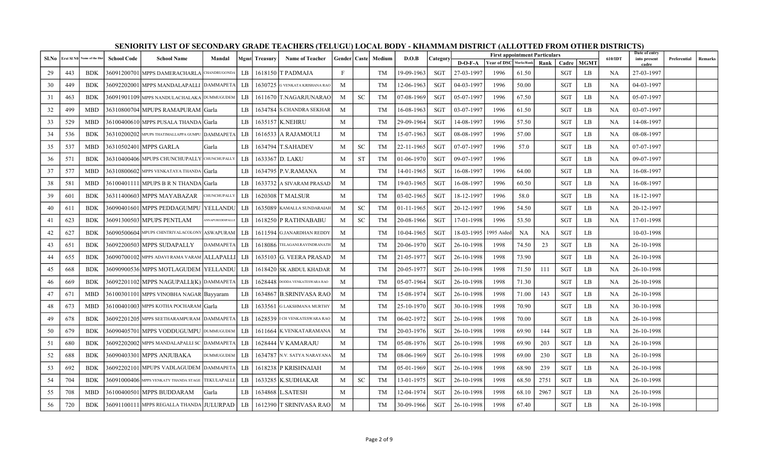# SENIORITY LIST OF SECONDARY GRADE TEACHERS (TELUGU) LOCAL BODY - KHAMMAM DISTRICT (ALLOTTED FROM OTHER DISTRICTS)

| Sl.No | Erst Sl N0 | Name of the Dist | School Code | School Name | Mandal | Mgmt | Treasury | Name of Teacher | Gender | Caste | Medium | D.O.B | Category | First appointment Particulars | | | | | | 610/IDT | Date of entry into present cadre | Preferential | Remarks |
|---|---|---|---|---|---|---|---|---|---|---|---|---|---|---|---|---|---|---|---|---|---|---|---|
| | | | | | | | | | | | | | | D-O-F-A | Year of DSC | Marks/Rank | Rank | Cadre | MGMT | | | | |
| 29 | 443 | BDK | 36091200701 | MPPS DAMERACHARLA | CHANDRUGONDA | LB | 1618150 | T PADMAJA | F | | TM | 19-09-1963 | SGT | 27-03-1997 | 1996 | 61.50 | | SGT | LB | NA | 27-03-1997 | | |
| 30 | 449 | BDK | 36092202001 | MPPS MANDALAPALLI | DAMMAPETA | LB | 1630725 | G VENKATA KRISHANA RAO | M | | TM | 12-06-1963 | SGT | 04-03-1997 | 1996 | 50.00 | | SGT | LB | NA | 04-03-1997 | | |
| 31 | 463 | BDK | 36091901109 | MPPS NANDULACHALAKA | DUMMUGUDEM | LB | 1611670 | T.NAGARJUNARAO | M | SC | TM | 07-08-1969 | SGT | 05-07-1997 | 1996 | 67.50 | | SGT | LB | NA | 05-07-1997 | | |
| 32 | 499 | MBD | 36310800704 | MPUPS RAMAPURAM | Garla | LB | 1634784 | S.CHANDRA SEKHAR | M | | TM | 16-08-1963 | SGT | 03-07-1997 | 1996 | 61.50 | | SGT | LB | NA | 03-07-1997 | | |
| 33 | 529 | MBD | 36100400610 | MPPS PUSALA THANDA | Garla | LB | 1635157 | K.NEHRU | M | | TM | 29-09-1964 | SGT | 14-08-1997 | 1996 | 57.50 | | SGT | LB | NA | 14-08-1997 | | |
| 34 | 536 | BDK | 36310200202 | MPUPS THATIMALLAPPA GUMPU | DAMMAPETA | LB | 1616533 | A RAJAMOULI | M | | TM | 15-07-1963 | SGT | 08-08-1997 | 1996 | 57.00 | | SGT | LB | NA | 08-08-1997 | | |
| 35 | 537 | MBD | 36310502401 | MPPS GARLA | Garla | LB | 1634794 | T.SAHADEV | M | SC | TM | 22-11-1965 | SGT | 07-07-1997 | 1996 | 57.0 | | SGT | LB | NA | 07-07-1997 | | |
| 36 | 571 | BDK | 36310400406 | MPUPS CHUNCHUPALLY | CHUNCHUPALLY | LB | 1633367 | D. LAKU | M | ST | TM | 01-06-1970 | SGT | 09-07-1997 | 1996 | | | SGT | LB | NA | 09-07-1997 | | |
| 37 | 577 | MBD | 36310800602 | MPPS VENKATAYA THANDA | Garla | LB | 1634795 | P.V.RAMANA | M | | TM | 14-01-1965 | SGT | 16-08-1997 | 1996 | 64.00 | | SGT | LB | NA | 16-08-1997 | | |
| 38 | 581 | MBD | 36100401111 | MPUPS B R N THANDA | Garla | LB | 1633732 | A SIVARAM PRASAD | M | | TM | 19-03-1965 | SGT | 16-08-1997 | 1996 | 60.50 | | SGT | LB | NA | 16-08-1997 | | |
| 39 | 601 | BDK | 36311400603 | MPPS MAYABAZAR | CHUNCHUPALLY | LB | 1620308 | T MALSUR | M | | TM | 03-02-1965 | SGT | 18-12-1997 | 1996 | 58.0 | | SGT | LB | NA | 18-12-1997 | | |
| 40 | 611 | BDK | 36090401601 | MPPS PEDDAGUMPU | YELLANDU | LB | 1635089 | KAMALLA SUNDARAIAH | M | SC | TM | 01-11-1965 | SGT | 20-12-1997 | 1996 | 54.50 | | SGT | LB | NA | 20-12-1997 | | |
| 41 | 623 | BDK | 36091300503 | MPUPS PENTLAM | ANNAPUREDDIPALLE | LB | 1618250 | P RATHNABABU | M | SC | TM | 20-08-1966 | SGT | 17-01-1998 | 1996 | 53.50 | | SGT | LB | NA | 17-01-1998 | | |
| 42 | 627 | BDK | 36090500604 | MPUPS CHINTRIYALACOLONY | ASWAPURAM | LB | 1611594 | G.JANARDHAN REDDY | M | | TM | 10-04-1965 | SGT | 18-03-1995 | 1995 Aided | NA | NA | SGT | LB | | 10-03-1998 | | |
| 43 | 651 | BDK | 36092200503 | MPPS SUDAPALLY | DAMMAPETA | LB | 1618086 | TELAGANI.RAVINDRANATH | M | | TM | 20-06-1970 | SGT | 26-10-1998 | 1998 | 74.50 | 23 | SGT | LB | NA | 26-10-1998 | | |
| 44 | 655 | BDK | 36090700102 | MPPS ADAVI RAMA VARAM | ALLAPALLI | LB | 1635103 | G. VEERA PRASAD | M | | TM | 21-05-1977 | SGT | 26-10-1998 | 1998 | 73.90 | | SGT | LB | NA | 26-10-1998 | | |
| 45 | 668 | BDK | 36090900536 | MPPS MOTLAGUDEM | YELLANDU | LB | 1618420 | SK ABDUL KHADAR | M | | TM | 20-05-1977 | SGT | 26-10-1998 | 1998 | 71.50 | 111 | SGT | LB | NA | 26-10-1998 | | |
| 46 | 669 | BDK | 36092201102 | MPPS NAGUPALLI(K) | DAMMAPETA | LB | 1628448 | DODDA VENKATESWARA RAO | M | | TM | 05-07-1964 | SGT | 26-10-1998 | 1998 | 71.30 | | SGT | LB | NA | 26-10-1998 | | |
| 47 | 671 | MBD | 36100301101 | MPPS VINOBHA NAGAR | Bayyaram | LB | 1634867 | B.SRINIVASA RAO | M | | TM | 15-08-1974 | SGT | 26-10-1998 | 1998 | 71.00 | 143 | SGT | LB | NA | 26-10-1998 | | |
| 48 | 673 | MBD | 36100401003 | MPPS KOTHA POCHARAM | Garla | LB | 1633561 | G LAKSHMANA MURTHY | M | | TM | 25-10-1970 | SGT | 30-10-1998 | 1998 | 70.90 | | SGT | LB | NA | 30-10-1998 | | |
| 49 | 678 | BDK | 36092201205 | MPPS SEETHARAMPURAM | DAMMAPETA | LB | 1628539 | I CH VENKATESWARA RAO | M | | TM | 06-02-1972 | SGT | 26-10-1998 | 1998 | 70.00 | | SGT | LB | NA | 26-10-1998 | | |
| 50 | 679 | BDK | 36090405701 | MPPS VODDUGUMPU | DUMMUGUDEM | LB | 1611664 | K.VENKATARAMANA | M | | TM | 20-03-1976 | SGT | 26-10-1998 | 1998 | 69.90 | 144 | SGT | LB | NA | 26-10-1998 | | |
| 51 | 680 | BDK | 36092202002 | MPPS MANDALAPALLI SC | DAMMAPETA | LB | 1628444 | V KAMARAJU | M | | TM | 05-08-1976 | SGT | 26-10-1998 | 1998 | 69.90 | 203 | SGT | LB | NA | 26-10-1998 | | |
| 52 | 688 | BDK | 36090403301 | MPPS ANJUBAKA | DUMMUGUDEM | LB | 1634787 | N.V. SATYA NARAYANA | M | | TM | 08-06-1969 | SGT | 26-10-1998 | 1998 | 69.00 | 230 | SGT | LB | NA | 26-10-1998 | | |
| 53 | 692 | BDK | 36092202101 | MPUPS VADLAGUDEM | DAMMAPETA | LB | 1618238 | P KRISHNAIAH | M | | TM | 05-01-1969 | SGT | 26-10-1998 | 1998 | 68.90 | 239 | SGT | LB | NA | 26-10-1998 | | |
| 54 | 704 | BDK | 36091000406 | MPPS VENKATY THANDA STAGE | TEKULAPALLE | LB | 1633285 | K.SUDHAKAR | M | SC | TM | 13-01-1975 | SGT | 26-10-1998 | 1998 | 68.50 | 2751 | SGT | LB | NA | 26-10-1998 | | |
| 55 | 708 | MBD | 36100400501 | MPPS BUDDARAM | Garla | LB | 1634868 | L.SATESH | M | | TM | 12-04-1974 | SGT | 26-10-1998 | 1998 | 68.10 | 2967 | SGT | LB | NA | 26-10-1998 | | |
| 56 | 720 | BDK | 36091100111 | MPPS REGALLA THANDA | JULURPAD | LB | 1612390 | T SRINIVASA RAO | M | | TM | 30-09-1966 | SGT | 26-10-1998 | 1998 | 67.40 | | SGT | LB | NA | 26-10-1998 | | |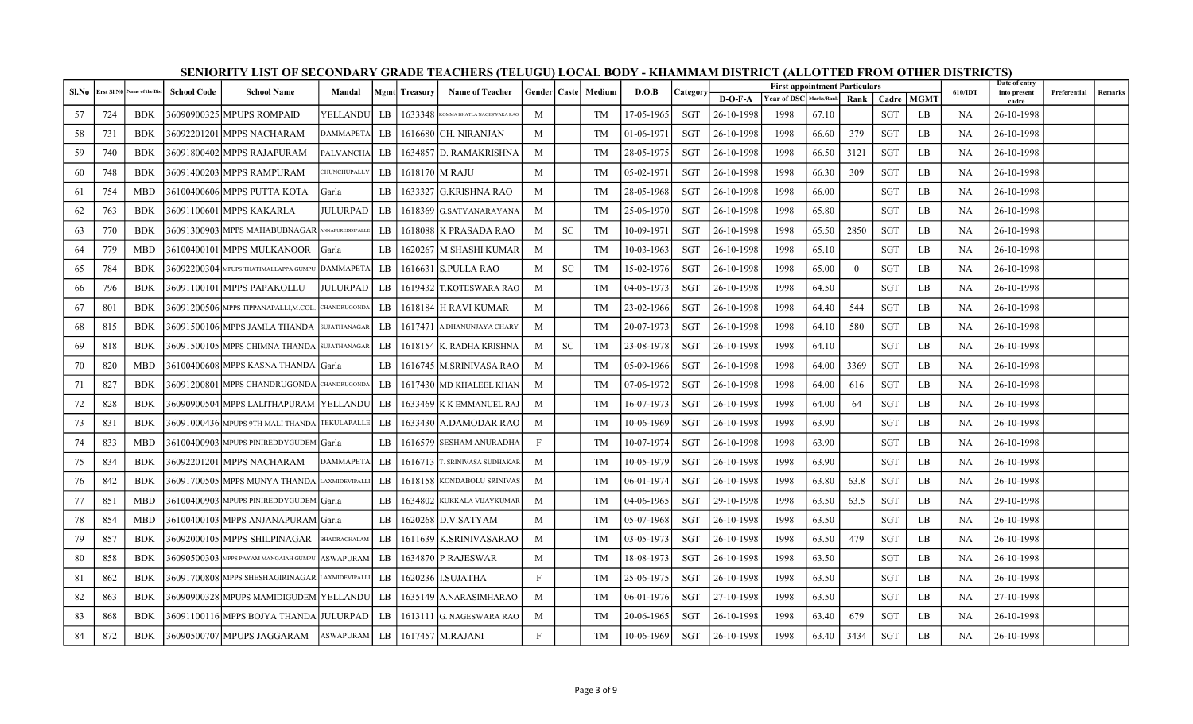# SENIORITY LIST OF SECONDARY GRADE TEACHERS (TELUGU) LOCAL BODY - KHAMMAM DISTRICT (ALLOTTED FROM OTHER DISTRICTS)

| Sl.No | Erst Sl N0 | Name of the Dist | School Code | School Name | Mandal | Mgmt | Treasury | Name of Teacher | Gender | Caste | Medium | D.O.B | Category | First appointment Particulars | | | | | | 610/IDT | Date of entry into present cadre | Preferential | Remarks |
|---|---|---|---|---|---|---|---|---|---|---|---|---|---|---|---|---|---|---|---|---|---|---|---|
| | | | | | | | | | | | | | | D-O-F-A | Year of DSC | Marks/Rank | Rank | Cadre | MGMT | | | | |
| 57 | 724 | BDK | 36090900325 | MPUPS ROMPAID | YELLANDU | LB | 1633348 | KOMMA BHATLA NAGESWARA RAO | M | | TM | 17-05-1965 | SGT | 26-10-1998 | 1998 | 67.10 | | SGT | LB | NA | 26-10-1998 | | |
| 58 | 731 | BDK | 36092201201 | MPPS NACHARAM | DAMMAPETA | LB | 1616680 | CH. NIRANJAN | M | | TM | 01-06-1971 | SGT | 26-10-1998 | 1998 | 66.60 | 379 | SGT | LB | NA | 26-10-1998 | | |
| 59 | 740 | BDK | 36091800402 | MPPS RAJAPURAM | PALVANCHA | LB | 1634857 | D. RAMAKRISHNA | M | | TM | 28-05-1975 | SGT | 26-10-1998 | 1998 | 66.50 | 3121 | SGT | LB | NA | 26-10-1998 | | |
| 60 | 748 | BDK | 36091400203 | MPPS RAMPURAM | CHUNCHUPALLY | LB | 1618170 | M RAJU | M | | TM | 05-02-1971 | SGT | 26-10-1998 | 1998 | 66.30 | 309 | SGT | LB | NA | 26-10-1998 | | |
| 61 | 754 | MBD | 36100400606 | MPPS PUTTA KOTA | Garla | LB | 1633327 | G.KRISHNA RAO | M | | TM | 28-05-1968 | SGT | 26-10-1998 | 1998 | 66.00 | | SGT | LB | NA | 26-10-1998 | | |
| 62 | 763 | BDK | 36091100601 | MPPS KAKARLA | JULURPAD | LB | 1618369 | G.SATYANARAYANA | M | | TM | 25-06-1970 | SGT | 26-10-1998 | 1998 | 65.80 | | SGT | LB | NA | 26-10-1998 | | |
| 63 | 770 | BDK | 36091300903 | MPPS MAHABUBNAGAR | ANNAPUREDDIPALLE | LB | 1618088 | K PRASADA RAO | M | SC | TM | 10-09-1971 | SGT | 26-10-1998 | 1998 | 65.50 | 2850 | SGT | LB | NA | 26-10-1998 | | |
| 64 | 779 | MBD | 36100400101 | MPPS MULKANOOR | Garla | LB | 1620267 | M.SHASHI KUMAR | M | | TM | 10-03-1963 | SGT | 26-10-1998 | 1998 | 65.10 | | SGT | LB | NA | 26-10-1998 | | |
| 65 | 784 | BDK | 36092200304 | MPUPS THATIMALLAPPA GUMPU | DAMMAPETA | LB | 1616631 | S.PULLA RAO | M | SC | TM | 15-02-1976 | SGT | 26-10-1998 | 1998 | 65.00 | 0 | SGT | LB | NA | 26-10-1998 | | |
| 66 | 796 | BDK | 36091100101 | MPPS PAPAKOLLU | JULURPAD | LB | 1619432 | T.KOTESWARA RAO | M | | TM | 04-05-1973 | SGT | 26-10-1998 | 1998 | 64.50 | | SGT | LB | NA | 26-10-1998 | | |
| 67 | 801 | BDK | 36091200506 | MPPS TIPPANAPALLI,M.COL. | CHANDRUGONDA | LB | 1618184 | H RAVI KUMAR | M | | TM | 23-02-1966 | SGT | 26-10-1998 | 1998 | 64.40 | 544 | SGT | LB | NA | 26-10-1998 | | |
| 68 | 815 | BDK | 36091500106 | MPPS JAMLA THANDA | SUJATHANAGAR | LB | 1617471 | A.DHANUNJAYA CHARY | M | | TM | 20-07-1973 | SGT | 26-10-1998 | 1998 | 64.10 | 580 | SGT | LB | NA | 26-10-1998 | | |
| 69 | 818 | BDK | 36091500105 | MPPS CHIMNA THANDA | SUJATHANAGAR | LB | 1618154 | K. RADHA KRISHNA | M | SC | TM | 23-08-1978 | SGT | 26-10-1998 | 1998 | 64.10 | | SGT | LB | NA | 26-10-1998 | | |
| 70 | 820 | MBD | 36100400608 | MPPS KASNA THANDA | Garla | LB | 1616745 | M.SRINIVASA RAO | M | | TM | 05-09-1966 | SGT | 26-10-1998 | 1998 | 64.00 | 3369 | SGT | LB | NA | 26-10-1998 | | |
| 71 | 827 | BDK | 36091200801 | MPPS CHANDRUGONDA | CHANDRUGONDA | LB | 1617430 | MD KHALEEL KHAN | M | | TM | 07-06-1972 | SGT | 26-10-1998 | 1998 | 64.00 | 616 | SGT | LB | NA | 26-10-1998 | | |
| 72 | 828 | BDK | 36090900504 | MPPS LALITHAPURAM | YELLANDU | LB | 1633469 | K K EMMANUEL RAJ | M | | TM | 16-07-1973 | SGT | 26-10-1998 | 1998 | 64.00 | 64 | SGT | LB | NA | 26-10-1998 | | |
| 73 | 831 | BDK | 36091000436 | MPUPS 9TH MALI THANDA | TEKULAPALLE | LB | 1633430 | A.DAMODAR RAO | M | | TM | 10-06-1969 | SGT | 26-10-1998 | 1998 | 63.90 | | SGT | LB | NA | 26-10-1998 | | |
| 74 | 833 | MBD | 36100400903 | MPUPS PINIREDDYGUDEM | Garla | LB | 1616579 | SESHAM ANURADHA | F | | TM | 10-07-1974 | SGT | 26-10-1998 | 1998 | 63.90 | | SGT | LB | NA | 26-10-1998 | | |
| 75 | 834 | BDK | 36092201201 | MPPS NACHARAM | DAMMAPETA | LB | 1616713 | T. SRINIVASA SUDHAKAR | M | | TM | 10-05-1979 | SGT | 26-10-1998 | 1998 | 63.90 | | SGT | LB | NA | 26-10-1998 | | |
| 76 | 842 | BDK | 36091700505 | MPPS MUNYA THANDA | LAXMIDEVIPALLI | LB | 1618158 | KONDABOLU SRINIVAS | M | | TM | 06-01-1974 | SGT | 26-10-1998 | 1998 | 63.80 | 63.8 | SGT | LB | NA | 26-10-1998 | | |
| 77 | 851 | MBD | 36100400903 | MPUPS PINIREDDYGUDEM | Garla | LB | 1634802 | KUKKALA VIJAYKUMAR | M | | TM | 04-06-1965 | SGT | 29-10-1998 | 1998 | 63.50 | 63.5 | SGT | LB | NA | 29-10-1998 | | |
| 78 | 854 | MBD | 36100400103 | MPPS ANJANAPURAM | Garla | LB | 1620268 | D.V.SATYAM | M | | TM | 05-07-1968 | SGT | 26-10-1998 | 1998 | 63.50 | | SGT | LB | NA | 26-10-1998 | | |
| 79 | 857 | BDK | 36092000105 | MPPS SHILPINAGAR | BHADRACHALAM | LB | 1611639 | K.SRINIVASARAO | M | | TM | 03-05-1973 | SGT | 26-10-1998 | 1998 | 63.50 | 479 | SGT | LB | NA | 26-10-1998 | | |
| 80 | 858 | BDK | 36090500303 | MPPS PAYAM MANGAIAH GUMPU | ASWAPURAM | LB | 1634870 | P RAJESWAR | M | | TM | 18-08-1973 | SGT | 26-10-1998 | 1998 | 63.50 | | SGT | LB | NA | 26-10-1998 | | |
| 81 | 862 | BDK | 36091700808 | MPPS SHESHAGIRINAGAR | LAXMIDEVIPALLI | LB | 1620236 | I.SUJATHA | F | | TM | 25-06-1975 | SGT | 26-10-1998 | 1998 | 63.50 | | SGT | LB | NA | 26-10-1998 | | |
| 82 | 863 | BDK | 36090900328 | MPUPS MAMIDIGUDEM | YELLANDU | LB | 1635149 | A.NARASIMHARAO | M | | TM | 06-01-1976 | SGT | 27-10-1998 | 1998 | 63.50 | | SGT | LB | NA | 27-10-1998 | | |
| 83 | 868 | BDK | 36091100116 | MPPS BOJYA THANDA | JULURPAD | LB | 1613111 | G. NAGESWARA RAO | M | | TM | 20-06-1965 | SGT | 26-10-1998 | 1998 | 63.40 | 679 | SGT | LB | NA | 26-10-1998 | | |
| 84 | 872 | BDK | 36090500707 | MPUPS JAGGARAM | ASWAPURAM | LB | 1617457 | M.RAJANI | F | | TM | 10-06-1969 | SGT | 26-10-1998 | 1998 | 63.40 | 3434 | SGT | LB | NA | 26-10-1998 | | |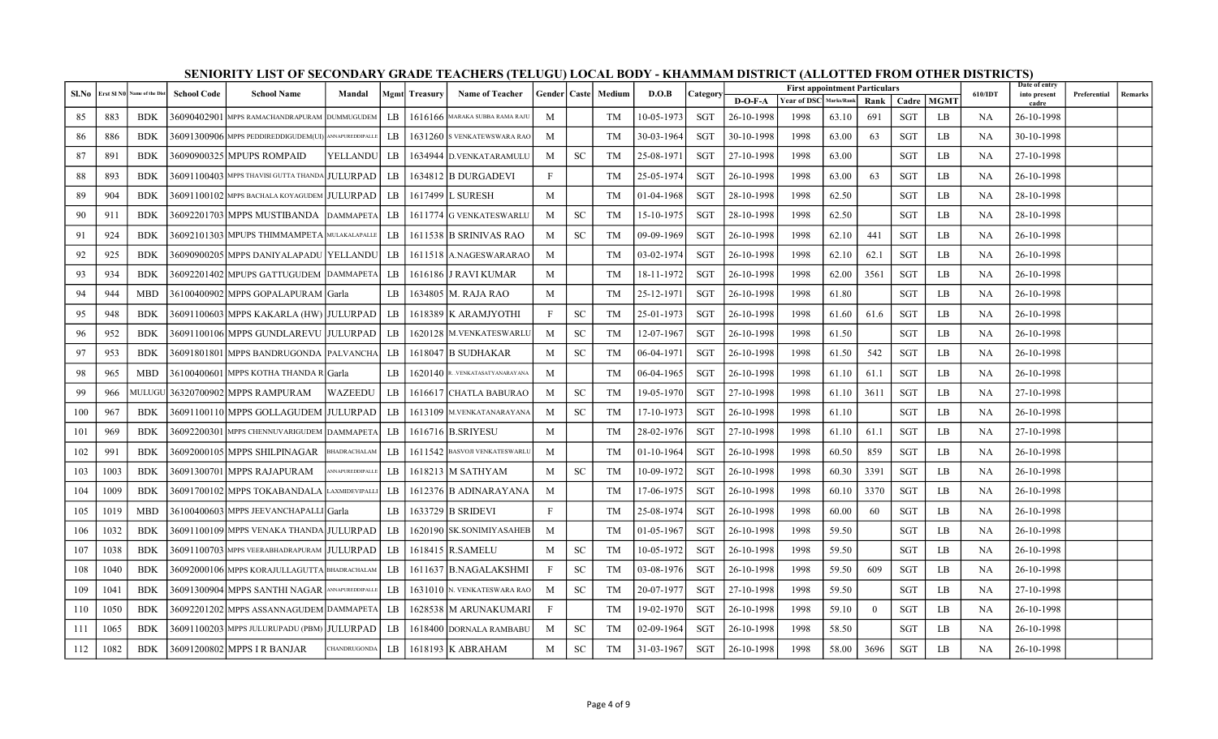# SENIORITY LIST OF SECONDARY GRADE TEACHERS (TELUGU) LOCAL BODY - KHAMMAM DISTRICT (ALLOTTED FROM OTHER DISTRICTS)

| Sl.No | Erst Sl N0 | Name of the Dist | School Code | School Name | Mandal | Mgmt | Treasury | Name of Teacher | Gender | Caste | Medium | D.O.B | Category | First appointment Particulars | | | | | | 610/IDT | Date of entry into present cadre | Preferential | Remarks |
|---|---|---|---|---|---|---|---|---|---|---|---|---|---|---|---|---|---|---|---|---|---|---|---|
| | | | | | | | | | | | | | | D-O-F-A | Year of DSC | Marks/Rank | Rank | Cadre | MGMT | | | | |
| 85 | 883 | BDK | 36090402901 | MPPS RAMACHANDRAPURAM | DUMMUGUDEM | LB | 1616166 | MARAKA SUBBA RAMA RAJU | M | | TM | 10-05-1973 | SGT | 26-10-1998 | 1998 | 63.10 | 691 | SGT | LB | NA | 26-10-1998 | | |
| 86 | 886 | BDK | 36091300906 | MPPS PEDDIREDDIGUDEM(U) | ANNAPUREDDIPALLE | LB | 1631260 | S VENKATEWSWARA RAO | M | | TM | 30-03-1964 | SGT | 30-10-1998 | 1998 | 63.00 | 63 | SGT | LB | NA | 30-10-1998 | | |
| 87 | 891 | BDK | 36090900325 | MPUPS ROMPAID | YELLANDU | LB | 1634944 | D.VENKATARAMULU | M | SC | TM | 25-08-1971 | SGT | 27-10-1998 | 1998 | 63.00 | | SGT | LB | NA | 27-10-1998 | | |
| 88 | 893 | BDK | 36091100403 | MPPS THAVISI GUTTA THANDA | JULURPAD | LB | 1634812 | B DURGADEVI | F | | TM | 25-05-1974 | SGT | 26-10-1998 | 1998 | 63.00 | 63 | SGT | LB | NA | 26-10-1998 | | |
| 89 | 904 | BDK | 36091100102 | MPPS BACHALA KOYAGUDEM | JULURPAD | LB | 1617499 | L SURESH | M | | TM | 01-04-1968 | SGT | 28-10-1998 | 1998 | 62.50 | | SGT | LB | NA | 28-10-1998 | | |
| 90 | 911 | BDK | 36092201703 | MPPS MUSTIBANDA | DAMMAPETA | LB | 1611774 | G VENKATESWARLU | M | SC | TM | 15-10-1975 | SGT | 28-10-1998 | 1998 | 62.50 | | SGT | LB | NA | 28-10-1998 | | |
| 91 | 924 | BDK | 36092101303 | MPUPS THIMMAMPETA | MULAKALAPALLE | LB | 1611538 | B SRINIVAS RAO | M | SC | TM | 09-09-1969 | SGT | 26-10-1998 | 1998 | 62.10 | 441 | SGT | LB | NA | 26-10-1998 | | |
| 92 | 925 | BDK | 36090900205 | MPPS DANIYALAPADU | YELLANDU | LB | 1611518 | A.NAGESWARARAO | M | | TM | 03-02-1974 | SGT | 26-10-1998 | 1998 | 62.10 | 62.1 | SGT | LB | NA | 26-10-1998 | | |
| 93 | 934 | BDK | 36092201402 | MPUPS GATTUGUDEM | DAMMAPETA | LB | 1616186 | J RAVI KUMAR | M | | TM | 18-11-1972 | SGT | 26-10-1998 | 1998 | 62.00 | 3561 | SGT | LB | NA | 26-10-1998 | | |
| 94 | 944 | MBD | 36100400902 | MPPS GOPALAPURAM | Garla | LB | 1634805 | M. RAJA RAO | M | | TM | 25-12-1971 | SGT | 26-10-1998 | 1998 | 61.80 | | SGT | LB | NA | 26-10-1998 | | |
| 95 | 948 | BDK | 36091100603 | MPPS KAKARLA (HW) | JULURPAD | LB | 1618389 | K ARAMJYOTHI | F | SC | TM | 25-01-1973 | SGT | 26-10-1998 | 1998 | 61.60 | 61.6 | SGT | LB | NA | 26-10-1998 | | |
| 96 | 952 | BDK | 36091100106 | MPPS GUNDLAREVU | JULURPAD | LB | 1620128 | M.VENKATESWARLU | M | SC | TM | 12-07-1967 | SGT | 26-10-1998 | 1998 | 61.50 | | SGT | LB | NA | 26-10-1998 | | |
| 97 | 953 | BDK | 36091801801 | MPPS BANDRUGONDA | PALVANCHA | LB | 1618047 | B SUDHAKAR | M | SC | TM | 06-04-1971 | SGT | 26-10-1998 | 1998 | 61.50 | 542 | SGT | LB | NA | 26-10-1998 | | |
| 98 | 965 | MBD | 36100400601 | MPPS KOTHA THANDA R | Garla | LB | 1620140 | R. VENKATASATYANARAYANA | M | | TM | 06-04-1965 | SGT | 26-10-1998 | 1998 | 61.10 | 61.1 | SGT | LB | NA | 26-10-1998 | | |
| 99 | 966 | MULUGU | 36320700902 | MPPS RAMPURAM | WAZEEDU | LB | 1616617 | CHATLA BABURAO | M | SC | TM | 19-05-1970 | SGT | 27-10-1998 | 1998 | 61.10 | 3611 | SGT | LB | NA | 27-10-1998 | | |
| 100 | 967 | BDK | 36091100110 | MPPS GOLLAGUDEM | JULURPAD | LB | 1613109 | M.VENKATANARAYANA | M | SC | TM | 17-10-1973 | SGT | 26-10-1998 | 1998 | 61.10 | | SGT | LB | NA | 26-10-1998 | | |
| 101 | 969 | BDK | 36092200301 | MPPS CHENNUVARIGUDEM | DAMMAPETA | LB | 1616716 | B.SRIYESU | M | | TM | 28-02-1976 | SGT | 27-10-1998 | 1998 | 61.10 | 61.1 | SGT | LB | NA | 27-10-1998 | | |
| 102 | 991 | BDK | 36092000105 | MPPS SHILPINAGAR | BHADRACHALAM | LB | 1611542 | BASVOJI VENKATESWARLU | M | | TM | 01-10-1964 | SGT | 26-10-1998 | 1998 | 60.50 | 859 | SGT | LB | NA | 26-10-1998 | | |
| 103 | 1003 | BDK | 36091300701 | MPPS RAJAPURAM | ANNAPUREDDIPALLE | LB | 1618213 | M SATHYAM | M | SC | TM | 10-09-1972 | SGT | 26-10-1998 | 1998 | 60.30 | 3391 | SGT | LB | NA | 26-10-1998 | | |
| 104 | 1009 | BDK | 36091700102 | MPPS TOKABANDALA | LAXMIDEVIPALLI | LB | 1612376 | B ADINARAYANA | M | | TM | 17-06-1975 | SGT | 26-10-1998 | 1998 | 60.10 | 3370 | SGT | LB | NA | 26-10-1998 | | |
| 105 | 1019 | MBD | 36100400603 | MPPS JEEVANCHAPALLI | Garla | LB | 1633729 | B SRIDEVI | F | | TM | 25-08-1974 | SGT | 26-10-1998 | 1998 | 60.00 | 60 | SGT | LB | NA | 26-10-1998 | | |
| 106 | 1032 | BDK | 36091100109 | MPPS VENAKA THANDA | JULURPAD | LB | 1620190 | SK.SONIMIYASAHEB | M | | TM | 01-05-1967 | SGT | 26-10-1998 | 1998 | 59.50 | | SGT | LB | NA | 26-10-1998 | | |
| 107 | 1038 | BDK | 36091100703 | MPPS VEERABHADRAPURAM | JULURPAD | LB | 1618415 | R.SAMELU | M | SC | TM | 10-05-1972 | SGT | 26-10-1998 | 1998 | 59.50 | | SGT | LB | NA | 26-10-1998 | | |
| 108 | 1040 | BDK | 36092000106 | MPPS KORAJULLAGUTTA | BHADRACHALAM | LB | 1611637 | B.NAGALAKSHMI | F | SC | TM | 03-08-1976 | SGT | 26-10-1998 | 1998 | 59.50 | 609 | SGT | LB | NA | 26-10-1998 | | |
| 109 | 1041 | BDK | 36091300904 | MPPS SANTHI NAGAR | ANNAPUREDDIPALLE | LB | 1631010 | N. VENKATESWARA RAO | M | SC | TM | 20-07-1977 | SGT | 27-10-1998 | 1998 | 59.50 | | SGT | LB | NA | 27-10-1998 | | |
| 110 | 1050 | BDK | 36092201202 | MPPS ASSANNAGUDEM | DAMMAPETA | LB | 1628538 | M ARUNAKUMARI | F | | TM | 19-02-1970 | SGT | 26-10-1998 | 1998 | 59.10 | 0 | SGT | LB | NA | 26-10-1998 | | |
| 111 | 1065 | BDK | 36091100203 | MPPS JULURUPADU (PBM) | JULURPAD | LB | 1618400 | DORNALA RAMBABU | M | SC | TM | 02-09-1964 | SGT | 26-10-1998 | 1998 | 58.50 | | SGT | LB | NA | 26-10-1998 | | |
| 112 | 1082 | BDK | 36091200802 | MPPS I R BANJAR | CHANDRUGONDA | LB | 1618193 | K ABRAHAM | M | SC | TM | 31-03-1967 | SGT | 26-10-1998 | 1998 | 58.00 | 3696 | SGT | LB | NA | 26-10-1998 | | |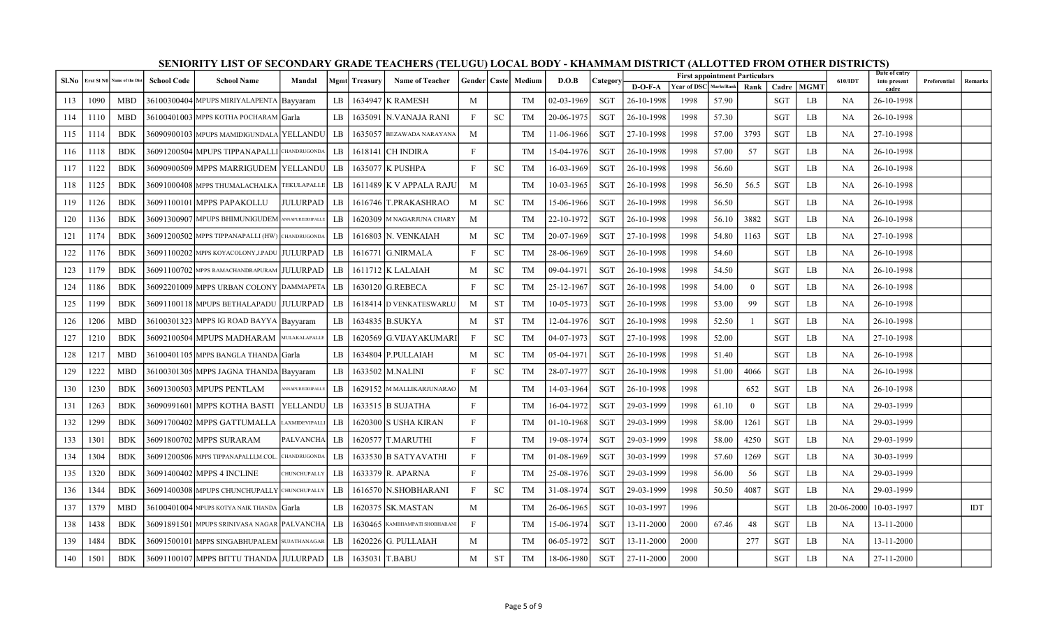## SENIORITY LIST OF SECONDARY GRADE TEACHERS (TELUGU) LOCAL BODY - KHAMMAM DISTRICT (ALLOTTED FROM OTHER DISTRICTS)

| Sl.No | Erst Sl N0 | Name of the Dist | School Code | School Name | Mandal | Mgmt | Treasury | Name of Teacher | Gender | Caste | Medium | D.O.B | Category | First appointment Particulars | | | | | | 610/IDT | Date of entry into present cadre | Preferential | Remarks |
|---|---|---|---|---|---|---|---|---|---|---|---|---|---|---|---|---|---|---|---|---|---|---|---|
| | | | | | | | | | | | | | | D-O-F-A | Year of DSC | Marks/Rank | Rank | Cadre | MGMT | | | | |
| 113 | 1090 | MBD | 36100300404 | MPUPS MIRIYALAPENTA | Bayyaram | LB | 1634947 | K RAMESH | M | | TM | 02-03-1969 | SGT | 26-10-1998 | 1998 | 57.90 | | SGT | LB | NA | 26-10-1998 | | |
| 114 | 1110 | MBD | 36100401003 | MPUPS KOTHA POCHARAM | Garla | LB | 1635091 | N.VANAJA RANI | F | SC | TM | 20-06-1975 | SGT | 26-10-1998 | 1998 | 57.30 | | SGT | LB | NA | 26-10-1998 | | |
| 115 | 1114 | BDK | 36090900103 | MPUPS MAMIDIGUNDALA | YELLANDU | LB | 1635057 | BEZAWADA NARAYANA | M | | TM | 11-06-1966 | SGT | 27-10-1998 | 1998 | 57.00 | 3793 | SGT | LB | NA | 27-10-1998 | | |
| 116 | 1118 | BDK | 36091200504 | MPUPS TIPPANAPALLI | CHANDRUGONDA | LB | 1618141 | CH INDIRA | F | | TM | 15-04-1976 | SGT | 26-10-1998 | 1998 | 57.00 | 57 | SGT | LB | NA | 26-10-1998 | | |
| 117 | 1122 | BDK | 36090900509 | MPPS MARRIGUDEM | YELLANDU | LB | 1635077 | K PUSHPA | F | SC | TM | 16-03-1969 | SGT | 26-10-1998 | 1998 | 56.60 | | SGT | LB | NA | 26-10-1998 | | |
| 118 | 1125 | BDK | 36091000408 | MPPS THUMALACHALKA | TEKULAPALLE | LB | 1611489 | K V APPALA RAJU | M | | TM | 10-03-1965 | SGT | 26-10-1998 | 1998 | 56.50 | 56.5 | SGT | LB | NA | 26-10-1998 | | |
| 119 | 1126 | BDK | 36091100101 | MPPS PAPAKOLLU | JULURPAD | LB | 1616746 | T.PRAKASHRAO | M | SC | TM | 15-06-1966 | SGT | 26-10-1998 | 1998 | 56.50 | | SGT | LB | NA | 26-10-1998 | | |
| 120 | 1136 | BDK | 36091300907 | MPUPS BHIMUNIGUDEM | ANNAPUREDDIPALLE | LB | 1620309 | M NAGARJUNA CHARY | M | | TM | 22-10-1972 | SGT | 26-10-1998 | 1998 | 56.10 | 3882 | SGT | LB | NA | 26-10-1998 | | |
| 121 | 1174 | BDK | 36091200502 | MPPS TIPPANAPALLI (HW) | CHANDRUGONDA | LB | 1616803 | N. VENKAIAH | M | SC | TM | 20-07-1969 | SGT | 27-10-1998 | 1998 | 54.80 | 1163 | SGT | LB | NA | 27-10-1998 | | |
| 122 | 1176 | BDK | 36091100202 | MPPS KOYACOLONY,J.PADU | JULURPAD | LB | 1616771 | G.NIRMALA | F | SC | TM | 28-06-1969 | SGT | 26-10-1998 | 1998 | 54.60 | | SGT | LB | NA | 26-10-1998 | | |
| 123 | 1179 | BDK | 36091100702 | MPPS RAMACHANDRAPURAM | JULURPAD | LB | 1611712 | K LALAIAH | M | SC | TM | 09-04-1971 | SGT | 26-10-1998 | 1998 | 54.50 | | SGT | LB | NA | 26-10-1998 | | |
| 124 | 1186 | BDK | 36092201009 | MPPS URBAN COLONY | DAMMAPETA | LB | 1630120 | G.REBECA | F | SC | TM | 25-12-1967 | SGT | 26-10-1998 | 1998 | 54.00 | 0 | SGT | LB | NA | 26-10-1998 | | |
| 125 | 1199 | BDK | 36091100118 | MPUPS BETHALAPADU | JULURPAD | LB | 1618414 | D VENKATESWARLU | M | ST | TM | 10-05-1973 | SGT | 26-10-1998 | 1998 | 53.00 | 99 | SGT | LB | NA | 26-10-1998 | | |
| 126 | 1206 | MBD | 36100301323 | MPPS IG ROAD BAYYA | Bayyaram | LB | 1634835 | B.SUKYA | M | ST | TM | 12-04-1976 | SGT | 26-10-1998 | 1998 | 52.50 | 1 | SGT | LB | NA | 26-10-1998 | | |
| 127 | 1210 | BDK | 36092100504 | MPUPS MADHARAM | MULAKALAPALLE | LB | 1620569 | G.VIJAYAKUMARI | F | SC | TM | 04-07-1973 | SGT | 27-10-1998 | 1998 | 52.00 | | SGT | LB | NA | 27-10-1998 | | |
| 128 | 1217 | MBD | 36100401105 | MPPS BANGLA THANDA | Garla | LB | 1634804 | P.PULLAIAH | M | SC | TM | 05-04-1971 | SGT | 26-10-1998 | 1998 | 51.40 | | SGT | LB | NA | 26-10-1998 | | |
| 129 | 1222 | MBD | 36100301305 | MPPS JAGNA THANDA | Bayyaram | LB | 1633502 | M.NALINI | F | SC | TM | 28-07-1977 | SGT | 26-10-1998 | 1998 | 51.00 | 4066 | SGT | LB | NA | 26-10-1998 | | |
| 130 | 1230 | BDK | 36091300503 | MPUPS PENTLAM | ANNAPUREDDIPALLE | LB | 1629152 | M MALLIKARJUNARAO | M | | TM | 14-03-1964 | SGT | 26-10-1998 | 1998 | | 652 | SGT | LB | NA | 26-10-1998 | | |
| 131 | 1263 | BDK | 36090991601 | MPPS KOTHA BASTI | YELLANDU | LB | 1633515 | B SUJATHA | F | | TM | 16-04-1972 | SGT | 29-03-1999 | 1998 | 61.10 | 0 | SGT | LB | NA | 29-03-1999 | | |
| 132 | 1299 | BDK | 36091700402 | MPPS GATTUMALLA | LAXMIDEVIPALLI | LB | 1620300 | S USHA KIRAN | F | | TM | 01-10-1968 | SGT | 29-03-1999 | 1998 | 58.00 | 1261 | SGT | LB | NA | 29-03-1999 | | |
| 133 | 1301 | BDK | 36091800702 | MPPS SURARAM | PALVANCHA | LB | 1620577 | T.MARUTHI | F | | TM | 19-08-1974 | SGT | 29-03-1999 | 1998 | 58.00 | 4250 | SGT | LB | NA | 29-03-1999 | | |
| 134 | 1304 | BDK | 36091200506 | MPPS TIPPANAPALLI,M.COL. | CHANDRUGONDA | LB | 1633530 | B SATYAVATHI | F | | TM | 01-08-1969 | SGT | 30-03-1999 | 1998 | 57.60 | 1269 | SGT | LB | NA | 30-03-1999 | | |
| 135 | 1320 | BDK | 36091400402 | MPPS 4 INCLINE | CHUNCHUPALLY | LB | 1633379 | R. APARNA | F | | TM | 25-08-1976 | SGT | 29-03-1999 | 1998 | 56.00 | 56 | SGT | LB | NA | 29-03-1999 | | |
| 136 | 1344 | BDK | 36091400308 | MPUPS CHUNCHUPALLY | CHUNCHUPALLY | LB | 1616570 | N.SHOBHARANI | F | SC | TM | 31-08-1974 | SGT | 29-03-1999 | 1998 | 50.50 | 4087 | SGT | LB | NA | 29-03-1999 | | |
| 137 | 1379 | MBD | 36100401004 | MPUPS KOTYA NAIK THANDA | Garla | LB | 1620375 | SK.MASTAN | M | | TM | 26-06-1965 | SGT | 10-03-1997 | 1996 | | | SGT | LB | 20-06-2000 | 10-03-1997 | | IDT |
| 138 | 1438 | BDK | 36091891501 | MPUPS SRINIVASA NAGAR | PALVANCHA | LB | 1630465 | KAMBHAMPATI SHOBHARANI | F | | TM | 15-06-1974 | SGT | 13-11-2000 | 2000 | 67.46 | 48 | SGT | LB | NA | 13-11-2000 | | |
| 139 | 1484 | BDK | 36091500101 | MPPS SINGABHUPALEM | SUJATHANAGAR | LB | 1620226 | G. PULLAIAH | M | | TM | 06-05-1972 | SGT | 13-11-2000 | 2000 | | 277 | SGT | LB | NA | 13-11-2000 | | |
| 140 | 1501 | BDK | 36091100107 | MPPS BITTU THANDA | JULURPAD | LB | 1635031 | T.BABU | M | ST | TM | 18-06-1980 | SGT | 27-11-2000 | 2000 | | | SGT | LB | NA | 27-11-2000 | | |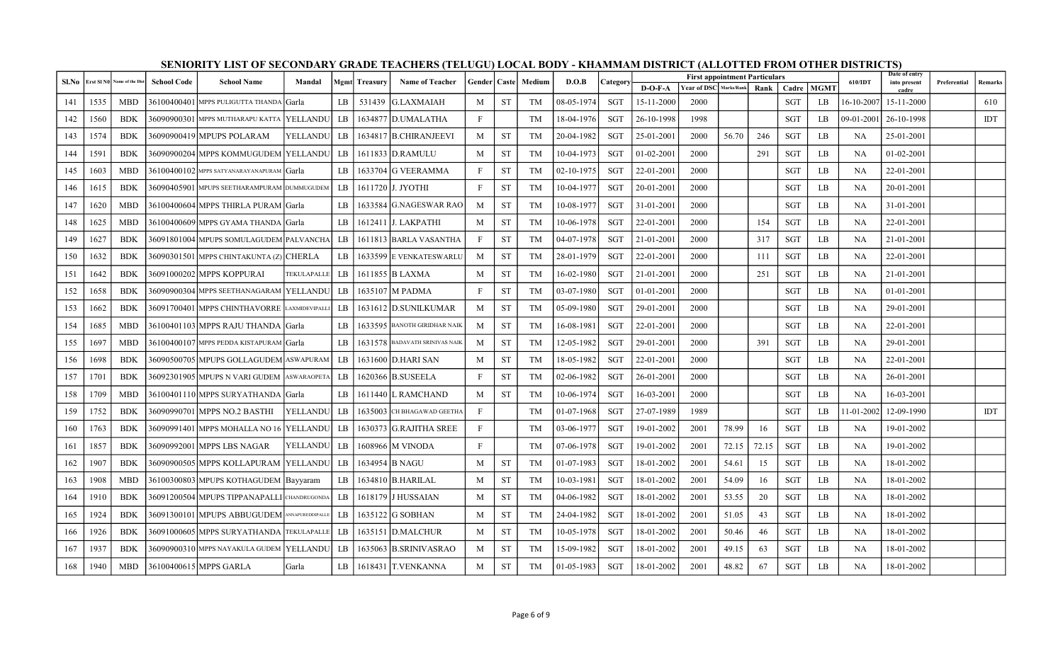# SENIORITY LIST OF SECONDARY GRADE TEACHERS (TELUGU) LOCAL BODY - KHAMMAM DISTRICT (ALLOTTED FROM OTHER DISTRICTS)

| Sl.No | Erst Sl N0 | Name of the Dist | School Code | School Name | Mandal | Mgmt | Treasury | Name of Teacher | Gender | Caste | Medium | D.O.B | Category | First appointment Particulars | | | | | | 610/IDT | Date of entry into present cadre | Preferential | Remarks |
|---|---|---|---|---|---|---|---|---|---|---|---|---|---|---|---|---|---|---|---|---|---|---|---|
| | | | | | | | | | | | | | | D-O-F-A | Year of DSC | Marks/Rank | Rank | Cadre | MGMT | | | | |
| 141 | 1535 | MBD | 36100400401 | MPPS PULIGUTTA THANDA | Garla | LB | 531439 | G.LAXMAIAH | M | ST | TM | 08-05-1974 | SGT | 15-11-2000 | 2000 | | | SGT | LB | 16-10-2007 | 15-11-2000 | | 610 |
| 142 | 1560 | BDK | 36090900301 | MPPS MUTHARAPU KATTA | YELLANDU | LB | 1634877 | D.UMALATHA | F | | TM | 18-04-1976 | SGT | 26-10-1998 | 1998 | | | SGT | LB | 09-01-2001 | 26-10-1998 | | IDT |
| 143 | 1574 | BDK | 36090900419 | MPUPS POLARAM | YELLANDU | LB | 1634817 | B.CHIRANJEEVI | M | ST | TM | 20-04-1982 | SGT | 25-01-2001 | 2000 | 56.70 | 246 | SGT | LB | NA | 25-01-2001 | | |
| 144 | 1591 | BDK | 36090900204 | MPPS KOMMUGUDEM | YELLANDU | LB | 1611833 | D.RAMULU | M | ST | TM | 10-04-1973 | SGT | 01-02-2001 | 2000 | | 291 | SGT | LB | NA | 01-02-2001 | | |
| 145 | 1603 | MBD | 36100400102 | MPPS SATYANARAYANAPURAM | Garla | LB | 1633704 | G VEERAMMA | F | ST | TM | 02-10-1975 | SGT | 22-01-2001 | 2000 | | | SGT | LB | NA | 22-01-2001 | | |
| 146 | 1615 | BDK | 36090405901 | MPUPS SEETHARAMPURAM | DUMMUGUDEM | LB | 1611720 | J. JYOTHI | F | ST | TM | 10-04-1977 | SGT | 20-01-2001 | 2000 | | | SGT | LB | NA | 20-01-2001 | | |
| 147 | 1620 | MBD | 36100400604 | MPPS THIRLA PURAM | Garla | LB | 1633584 | G.NAGESWAR RAO | M | ST | TM | 10-08-1977 | SGT | 31-01-2001 | 2000 | | | SGT | LB | NA | 31-01-2001 | | |
| 148 | 1625 | MBD | 36100400609 | MPPS GYAMA THANDA | Garla | LB | 1612411 | J. LAKPATHI | M | ST | TM | 10-06-1978 | SGT | 22-01-2001 | 2000 | | 154 | SGT | LB | NA | 22-01-2001 | | |
| 149 | 1627 | BDK | 36091801004 | MPUPS SOMULAGUDEM | PALVANCHA | LB | 1611813 | BARLA VASANTHA | F | ST | TM | 04-07-1978 | SGT | 21-01-2001 | 2000 | | 317 | SGT | LB | NA | 21-01-2001 | | |
| 150 | 1632 | BDK | 36090301501 | MPPS CHINTAKUNTA (Z) | CHERLA | LB | 1633599 | E VENKATESWARLU | M | ST | TM | 28-01-1979 | SGT | 22-01-2001 | 2000 | | 111 | SGT | LB | NA | 22-01-2001 | | |
| 151 | 1642 | BDK | 36091000202 | MPPS KOPPURAI | TEKULAPALLE | LB | 1611855 | B LAXMA | M | ST | TM | 16-02-1980 | SGT | 21-01-2001 | 2000 | | 251 | SGT | LB | NA | 21-01-2001 | | |
| 152 | 1658 | BDK | 36090900304 | MPPS SEETHANAGARAM | YELLANDU | LB | 1635107 | M PADMA | F | ST | TM | 03-07-1980 | SGT | 01-01-2001 | 2000 | | | SGT | LB | NA | 01-01-2001 | | |
| 153 | 1662 | BDK | 36091700401 | MPPS CHINTHAVORRE | LAXMIDEVIPALLI | LB | 1631612 | D.SUNILKUMAR | M | ST | TM | 05-09-1980 | SGT | 29-01-2001 | 2000 | | | SGT | LB | NA | 29-01-2001 | | |
| 154 | 1685 | MBD | 36100401103 | MPPS RAJU THANDA | Garla | LB | 1633595 | BANOTH GIRIDHAR NAIK | M | ST | TM | 16-08-1981 | SGT | 22-01-2001 | 2000 | | | SGT | LB | NA | 22-01-2001 | | |
| 155 | 1697 | MBD | 36100400107 | MPPS PEDDA KISTAPURAM | Garla | LB | 1631578 | BADAVATH SRINIVAS NAIK | M | ST | TM | 12-05-1982 | SGT | 29-01-2001 | 2000 | | 391 | SGT | LB | NA | 29-01-2001 | | |
| 156 | 1698 | BDK | 36090500705 | MPUPS GOLLAGUDEM | ASWAPURAM | LB | 1631600 | D.HARI SAN | M | ST | TM | 18-05-1982 | SGT | 22-01-2001 | 2000 | | | SGT | LB | NA | 22-01-2001 | | |
| 157 | 1701 | BDK | 36092301905 | MPUPS N VARI GUDEM | ASWARAOPETA | LB | 1620366 | B.SUSEELA | F | ST | TM | 02-06-1982 | SGT | 26-01-2001 | 2000 | | | SGT | LB | NA | 26-01-2001 | | |
| 158 | 1709 | MBD | 36100401110 | MPPS SURYATHANDA | Garla | LB | 1611440 | L RAMCHAND | M | ST | TM | 10-06-1974 | SGT | 16-03-2001 | 2000 | | | SGT | LB | NA | 16-03-2001 | | |
| 159 | 1752 | BDK | 36090990701 | MPPS NO.2 BASTHI | YELLANDU | LB | 1635003 | CH BHAGAWAD GEETHA | F | | TM | 01-07-1968 | SGT | 27-07-1989 | 1989 | | | SGT | LB | 11-01-2002 | 12-09-1990 | | IDT |
| 160 | 1763 | BDK | 36090991401 | MPPS MOHALLA NO 16 | YELLANDU | LB | 1630373 | G.RAJITHA SREE | F | | TM | 03-06-1977 | SGT | 19-01-2002 | 2001 | 78.99 | 16 | SGT | LB | NA | 19-01-2002 | | |
| 161 | 1857 | BDK | 36090992001 | MPPS LBS NAGAR | YELLANDU | LB | 1608966 | M VINODA | F | | TM | 07-06-1978 | SGT | 19-01-2002 | 2001 | 72.15 | 72.15 | SGT | LB | NA | 19-01-2002 | | |
| 162 | 1907 | BDK | 36090900505 | MPPS KOLLAPURAM | YELLANDU | LB | 1634954 | B NAGU | M | ST | TM | 01-07-1983 | SGT | 18-01-2002 | 2001 | 54.61 | 15 | SGT | LB | NA | 18-01-2002 | | |
| 163 | 1908 | MBD | 36100300803 | MPUPS KOTHAGUDEM | Bayyaram | LB | 1634810 | B.HARILAL | M | ST | TM | 10-03-1981 | SGT | 18-01-2002 | 2001 | 54.09 | 16 | SGT | LB | NA | 18-01-2002 | | |
| 164 | 1910 | BDK | 36091200504 | MPPS TIPPANAPALLI | CHANDRUGONDA | LB | 1618179 | J HUSSAIAN | M | ST | TM | 04-06-1982 | SGT | 18-01-2002 | 2001 | 53.55 | 20 | SGT | LB | NA | 18-01-2002 | | |
| 165 | 1924 | BDK | 36091300101 | MPUPS ABBUGUDEM | ANNAPUREDDIPALLE | LB | 1635122 | G SOBHAN | M | ST | TM | 24-04-1982 | SGT | 18-01-2002 | 2001 | 51.05 | 43 | SGT | LB | NA | 18-01-2002 | | |
| 166 | 1926 | BDK | 36091000605 | MPPS SURYATHANDA | TEKULAPALLE | LB | 1635151 | D.MALCHUR | M | ST | TM | 10-05-1978 | SGT | 18-01-2002 | 2001 | 50.46 | 46 | SGT | LB | NA | 18-01-2002 | | |
| 167 | 1937 | BDK | 36090900310 | MPPS NAYAKULA GUDEM | YELLANDU | LB | 1635063 | B.SRINIVASRAO | M | ST | TM | 15-09-1982 | SGT | 18-01-2002 | 2001 | 49.15 | 63 | SGT | LB | NA | 18-01-2002 | | |
| 168 | 1940 | MBD | 36100400615 | MPPS GARLA | Garla | LB | 1618431 | T.VENKANNA | M | ST | TM | 01-05-1983 | SGT | 18-01-2002 | 2001 | 48.82 | 67 | SGT | LB | NA | 18-01-2002 | | |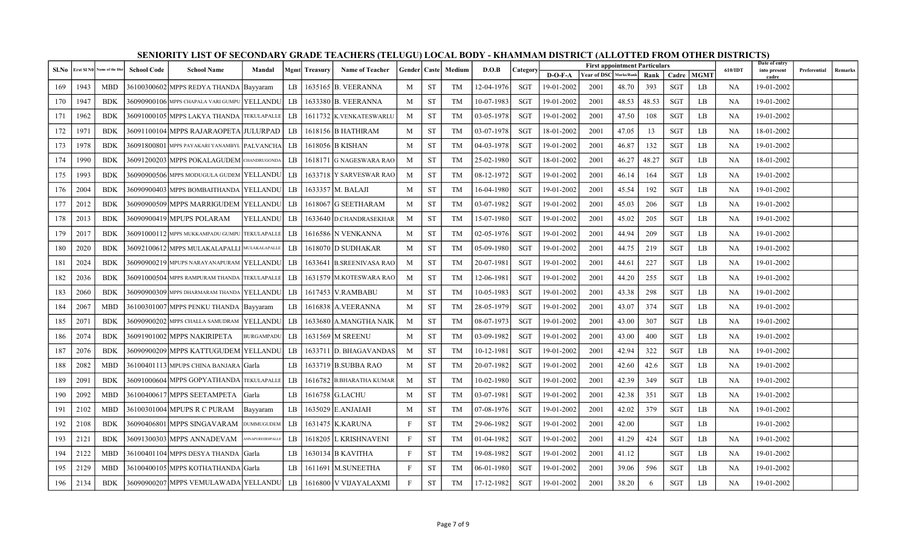# SENIORITY LIST OF SECONDARY GRADE TEACHERS (TELUGU) LOCAL BODY - KHAMMAM DISTRICT (ALLOTTED FROM OTHER DISTRICTS)

| Sl.No | Erst Sl N0 | Name of the Dist | School Code | School Name | Mandal | Mgmt | Treasury | Name of Teacher | Gender | Caste | Medium | D.O.B | Category | First appointment Particulars | | | | | | 610/IDT | Date of entry into present cadre | Preferential | Remarks |
|---|---|---|---|---|---|---|---|---|---|---|---|---|---|---|---|---|---|---|---|---|---|---|---|
| | | | | | | | | | | | | | | D-O-F-A | Year of DSC | Marks/Rank | Rank | Cadre | MGMT | | | | |
| 169 | 1943 | MBD | 36100300602 | MPPS REDYA THANDA | Bayyaram | LB | 1635165 | B. VEERANNA | M | ST | TM | 12-04-1976 | SGT | 19-01-2002 | 2001 | 48.70 | 393 | SGT | LB | NA | 19-01-2002 | | |
| 170 | 1947 | BDK | 36090900106 | MPPS CHAPALA VARI GUMPU | YELLANDU | LB | 1633380 | B. VEERANNA | M | ST | TM | 10-07-1983 | SGT | 19-01-2002 | 2001 | 48.53 | 48.53 | SGT | LB | NA | 19-01-2002 | | |
| 171 | 1962 | BDK | 36091000105 | MPPS LAKYA THANDA | TEKULAPALLE | LB | 1611732 | K.VENKATESWARLU | M | ST | TM | 03-05-1978 | SGT | 19-01-2002 | 2001 | 47.50 | 108 | SGT | LB | NA | 19-01-2002 | | |
| 172 | 1971 | BDK | 36091100104 | MPPS RAJARAOPETA | JULURPAD | LB | 1618156 | B HATHIRAM | M | ST | TM | 03-07-1978 | SGT | 18-01-2002 | 2001 | 47.05 | 13 | SGT | LB | NA | 18-01-2002 | | |
| 173 | 1978 | BDK | 36091800801 | MPPS PAYAKARI YANAMBYL | PALVANCHA | LB | 1618056 | B KISHAN | M | ST | TM | 04-03-1978 | SGT | 19-01-2002 | 2001 | 46.87 | 132 | SGT | LB | NA | 19-01-2002 | | |
| 174 | 1990 | BDK | 36091200203 | MPPS POKALAGUDEM | CHANDRUGONDA | LB | 1618171 | G NAGESWARA RAO | M | ST | TM | 25-02-1980 | SGT | 18-01-2002 | 2001 | 46.27 | 48.27 | SGT | LB | NA | 18-01-2002 | | |
| 175 | 1993 | BDK | 36090900506 | MPPS MODUGULA GUDEM | YELLANDU | LB | 1633718 | Y SARVESWAR RAO | M | ST | TM | 08-12-1972 | SGT | 19-01-2002 | 2001 | 46.14 | 164 | SGT | LB | NA | 19-01-2002 | | |
| 176 | 2004 | BDK | 36090900403 | MPPS BOMBAITHANDA | YELLANDU | LB | 1633357 | M. BALAJI | M | ST | TM | 16-04-1980 | SGT | 19-01-2002 | 2001 | 45.54 | 192 | SGT | LB | NA | 19-01-2002 | | |
| 177 | 2012 | BDK | 36090900509 | MPPS MARRIGUDEM | YELLANDU | LB | 1618067 | G SEETHARAM | M | ST | TM | 03-07-1982 | SGT | 19-01-2002 | 2001 | 45.03 | 206 | SGT | LB | NA | 19-01-2002 | | |
| 178 | 2013 | BDK | 36090900419 | MPUPS POLARAM | YELLANDU | LB | 1633640 | D.CHANDRASEKHAR | M | ST | TM | 15-07-1980 | SGT | 19-01-2002 | 2001 | 45.02 | 205 | SGT | LB | NA | 19-01-2002 | | |
| 179 | 2017 | BDK | 36091000112 | MPPS MUKKAMPADU GUMPU | TEKULAPALLE | LB | 1616586 | N VENKANNA | M | ST | TM | 02-05-1976 | SGT | 19-01-2002 | 2001 | 44.94 | 209 | SGT | LB | NA | 19-01-2002 | | |
| 180 | 2020 | BDK | 36092100612 | MPPS MULAKALAPALLI | MULAKALAPALLE | LB | 1618070 | D SUDHAKAR | M | ST | TM | 05-09-1980 | SGT | 19-01-2002 | 2001 | 44.75 | 219 | SGT | LB | NA | 19-01-2002 | | |
| 181 | 2024 | BDK | 36090900219 | MPUPS NARAYANAPURAM | YELLANDU | LB | 1633641 | B.SREENIVASA RAO | M | ST | TM | 20-07-1981 | SGT | 19-01-2002 | 2001 | 44.61 | 227 | SGT | LB | NA | 19-01-2002 | | |
| 182 | 2036 | BDK | 36091000504 | MPPS RAMPURAM THANDA | TEKULAPALLE | LB | 1631579 | M.KOTESWARA RAO | M | ST | TM | 12-06-1981 | SGT | 19-01-2002 | 2001 | 44.20 | 255 | SGT | LB | NA | 19-01-2002 | | |
| 183 | 2060 | BDK | 36090900309 | MPPS DHARMARAM THANDA | YELLANDU | LB | 1617453 | V.RAMBABU | M | ST | TM | 10-05-1983 | SGT | 19-01-2002 | 2001 | 43.38 | 298 | SGT | LB | NA | 19-01-2002 | | |
| 184 | 2067 | MBD | 36100301007 | MPPS PENKU THANDA | Bayyaram | LB | 1616838 | A.VEERANNA | M | ST | TM | 28-05-1979 | SGT | 19-01-2002 | 2001 | 43.07 | 374 | SGT | LB | NA | 19-01-2002 | | |
| 185 | 2071 | BDK | 36090900202 | MPPS CHALLA SAMUDRAM | YELLANDU | LB | 1633680 | A.MANGTHA NAIK | M | ST | TM | 08-07-1973 | SGT | 19-01-2002 | 2001 | 43.00 | 307 | SGT | LB | NA | 19-01-2002 | | |
| 186 | 2074 | BDK | 36091901002 | MPPS NAKIRIPETA | BURGAMPADU | LB | 1631569 | M SREENU | M | ST | TM | 03-09-1982 | SGT | 19-01-2002 | 2001 | 43.00 | 400 | SGT | LB | NA | 19-01-2002 | | |
| 187 | 2076 | BDK | 36090900209 | MPPS KATTUGUDEM | YELLANDU | LB | 1633711 | D. BHAGAVANDAS | M | ST | TM | 10-12-1981 | SGT | 19-01-2002 | 2001 | 42.94 | 322 | SGT | LB | NA | 19-01-2002 | | |
| 188 | 2082 | MBD | 36100401113 | MPUPS CHINA BANJARA | Garla | LB | 1633719 | B.SUBBA RAO | M | ST | TM | 20-07-1982 | SGT | 19-01-2002 | 2001 | 42.60 | 42.6 | SGT | LB | NA | 19-01-2002 | | |
| 189 | 2091 | BDK | 36091000604 | MPPS GOPYATHANDA | TEKULAPALLE | LB | 1616782 | B.BHARATHA KUMAR | M | ST | TM | 10-02-1980 | SGT | 19-01-2002 | 2001 | 42.39 | 349 | SGT | LB | NA | 19-01-2002 | | |
| 190 | 2092 | MBD | 36100400617 | MPPS SEETAMPETA | Garla | LB | 1616758 | G.LACHU | M | ST | TM | 03-07-1981 | SGT | 19-01-2002 | 2001 | 42.38 | 351 | SGT | LB | NA | 19-01-2002 | | |
| 191 | 2102 | MBD | 36100301004 | MPUPS R C PURAM | Bayyaram | LB | 1635029 | E.ANJAIAH | M | ST | TM | 07-08-1976 | SGT | 19-01-2002 | 2001 | 42.02 | 379 | SGT | LB | NA | 19-01-2002 | | |
| 192 | 2108 | BDK | 36090406801 | MPPS SINGAVARAM | DUMMUGUDEM | LB | 1631475 | K.KARUNA | F | ST | TM | 29-06-1982 | SGT | 19-01-2002 | 2001 | 42.00 | | SGT | LB | | 19-01-2002 | | |
| 193 | 2121 | BDK | 36091300303 | MPPS ANNADEVAM | ANNAPUREDDIPALLE | LB | 1618205 | L KRISHNAVENI | F | ST | TM | 01-04-1982 | SGT | 19-01-2002 | 2001 | 41.29 | 424 | SGT | LB | NA | 19-01-2002 | | |
| 194 | 2122 | MBD | 36100401104 | MPPS DESYA THANDA | Garla | LB | 1630134 | B KAVITHA | F | ST | TM | 19-08-1982 | SGT | 19-01-2002 | 2001 | 41.12 | | SGT | LB | NA | 19-01-2002 | | |
| 195 | 2129 | MBD | 36100400105 | MPPS KOTHATHANDA | Garla | LB | 1611691 | M.SUNEETHA | F | ST | TM | 06-01-1980 | SGT | 19-01-2002 | 2001 | 39.06 | 596 | SGT | LB | NA | 19-01-2002 | | |
| 196 | 2134 | BDK | 36090900207 | MPPS VEMULAWADA | YELLANDU | LB | 1616800 | V VIJAYALAXMI | F | ST | TM | 17-12-1982 | SGT | 19-01-2002 | 2001 | 38.20 | 6 | SGT | LB | NA | 19-01-2002 | | |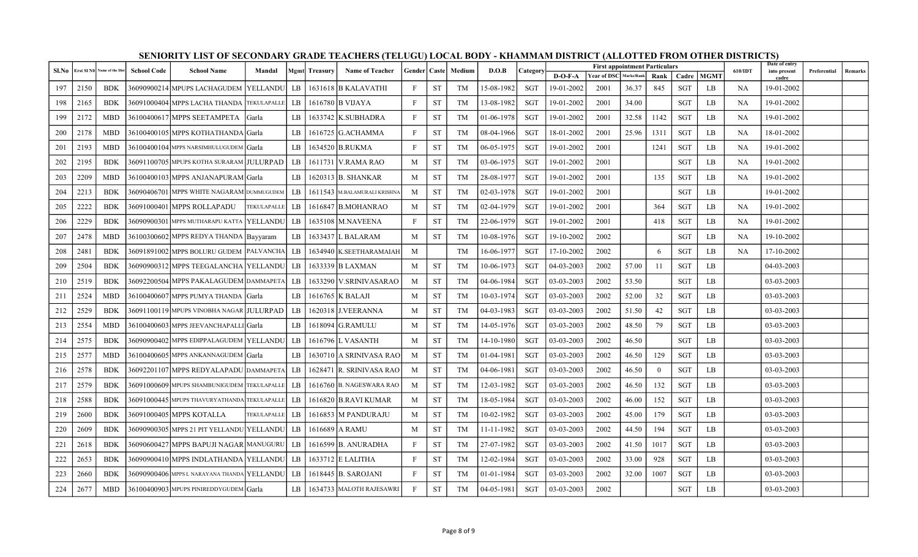# SENIORITY LIST OF SECONDARY GRADE TEACHERS (TELUGU) LOCAL BODY - KHAMMAM DISTRICT (ALLOTTED FROM OTHER DISTRICTS)

| Sl.No | Erst Sl N0 | Name of the Dist | School Code | School Name | Mandal | Mgmt | Treasury | Name of Teacher | Gender | Caste | Medium | D.O.B | Category | First appointment Particulars | | | | | | 610/IDT | Date of entry into present cadre | Preferential | Remarks |
|---|---|---|---|---|---|---|---|---|---|---|---|---|---|---|---|---|---|---|---|---|---|---|---|
| | | | | | | | | | | | | | | D-O-F-A | Year of DSC | Marks/Rank | Rank | Cadre | MGMT | | | | |
| 197 | 2150 | BDK | 36090900214 | MPUPS LACHAGUDEM | YELLANDU | LB | 1631618 | B KALAVATHI | F | ST | TM | 15-08-1982 | SGT | 19-01-2002 | 2001 | 36.37 | 845 | SGT | LB | NA | 19-01-2002 | | |
| 198 | 2165 | BDK | 36091000404 | MPPS LACHA THANDA | TEKULAPALLE | LB | 1616780 | B VIJAYA | F | ST | TM | 13-08-1982 | SGT | 19-01-2002 | 2001 | 34.00 | | SGT | LB | NA | 19-01-2002 | | |
| 199 | 2172 | MBD | 36100400617 | MPPS SEETAMPETA | Garla | LB | 1633742 | K.SUBHADRA | F | ST | TM | 01-06-1978 | SGT | 19-01-2002 | 2001 | 32.58 | 1142 | SGT | LB | NA | 19-01-2002 | | |
| 200 | 2178 | MBD | 36100400105 | MPPS KOTHATHANDA | Garla | LB | 1616725 | G.ACHAMMA | F | ST | TM | 08-04-1966 | SGT | 18-01-2002 | 2001 | 25.96 | 1311 | SGT | LB | NA | 18-01-2002 | | |
| 201 | 2193 | MBD | 36100400104 | MPPS NARSIMHULUGUDEM | Garla | LB | 1634520 | B.RUKMA | F | ST | TM | 06-05-1975 | SGT | 19-01-2002 | 2001 | | 1241 | SGT | LB | NA | 19-01-2002 | | |
| 202 | 2195 | BDK | 36091100705 | MPUPS KOTHA SURARAM | JULURPAD | LB | 1611731 | V.RAMA RAO | M | ST | TM | 03-06-1975 | SGT | 19-01-2002 | 2001 | | | SGT | LB | NA | 19-01-2002 | | |
| 203 | 2209 | MBD | 36100400103 | MPPS ANJANAPURAM | Garla | LB | 1620313 | B. SHANKAR | M | ST | TM | 28-08-1977 | SGT | 19-01-2002 | 2001 | | 135 | SGT | LB | NA | 19-01-2002 | | |
| 204 | 2213 | BDK | 36090406701 | MPPS WHITE NAGARAM | DUMMUGUDEM | LB | 1611543 | M.BALAMURALI KRISHNA | M | ST | TM | 02-03-1978 | SGT | 19-01-2002 | 2001 | | | SGT | LB | | 19-01-2002 | | |
| 205 | 2222 | BDK | 36091000401 | MPPS ROLLAPADU | TEKULAPALLE | LB | 1616847 | B.MOHANRAO | M | ST | TM | 02-04-1979 | SGT | 19-01-2002 | 2001 | | 364 | SGT | LB | NA | 19-01-2002 | | |
| 206 | 2229 | BDK | 36090900301 | MPPS MUTHARAPU KATTA | YELLANDU | LB | 1635108 | M.NAVEENA | F | ST | TM | 22-06-1979 | SGT | 19-01-2002 | 2001 | | 418 | SGT | LB | NA | 19-01-2002 | | |
| 207 | 2478 | MBD | 36100300602 | MPPS REDYA THANDA | Bayyaram | LB | 1633437 | L BALARAM | M | ST | TM | 10-08-1976 | SGT | 19-10-2002 | 2002 | | | SGT | LB | NA | 19-10-2002 | | |
| 208 | 2481 | BDK | 36091891002 | MPPS BOLURU GUDEM | PALVANCHA | LB | 1634940 | K.SEETHARAMAIAH | M | | TM | 16-06-1977 | SGT | 17-10-2002 | 2002 | | 6 | SGT | LB | NA | 17-10-2002 | | |
| 209 | 2504 | BDK | 36090900312 | MPPS TEEGALANCHA | YELLANDU | LB | 1633339 | B LAXMAN | M | ST | TM | 10-06-1973 | SGT | 04-03-2003 | 2002 | 57.00 | 11 | SGT | LB | | 04-03-2003 | | |
| 210 | 2519 | BDK | 36092200504 | MPPS PAKALAGUDEM | DAMMAPETA | LB | 1633290 | V.SRINIVASARAO | M | ST | TM | 04-06-1984 | SGT | 03-03-2003 | 2002 | 53.50 | | SGT | LB | | 03-03-2003 | | |
| 211 | 2524 | MBD | 36100400607 | MPPS PUMYA THANDA | Garla | LB | 1616765 | K BALAJI | M | ST | TM | 10-03-1974 | SGT | 03-03-2003 | 2002 | 52.00 | 32 | SGT | LB | | 03-03-2003 | | |
| 212 | 2529 | BDK | 36091100119 | MPUPS VINOBHA NAGAR | JULURPAD | LB | 1620318 | J.VEERANNA | M | ST | TM | 04-03-1983 | SGT | 03-03-2003 | 2002 | 51.50 | 42 | SGT | LB | | 03-03-2003 | | |
| 213 | 2554 | MBD | 36100400603 | MPPS JEEVANCHAPALLI | Garla | LB | 1618094 | G.RAMULU | M | ST | TM | 14-05-1976 | SGT | 03-03-2003 | 2002 | 48.50 | 79 | SGT | LB | | 03-03-2003 | | |
| 214 | 2575 | BDK | 36090900402 | MPPS EDIPPALAGUDEM | YELLANDU | LB | 1616796 | L VASANTH | M | ST | TM | 14-10-1980 | SGT | 03-03-2003 | 2002 | 46.50 | | SGT | LB | | 03-03-2003 | | |
| 215 | 2577 | MBD | 36100400605 | MPPS ANKANNAGUDEM | Garla | LB | 1630710 | A SRINIVASA RAO | M | ST | TM | 01-04-1981 | SGT | 03-03-2003 | 2002 | 46.50 | 129 | SGT | LB | | 03-03-2003 | | |
| 216 | 2578 | BDK | 36092201107 | MPPS REDYALAPADU | DAMMAPETA | LB | 1628471 | R. SRINIVASA RAO | M | ST | TM | 04-06-1981 | SGT | 03-03-2003 | 2002 | 46.50 | 0 | SGT | LB | | 03-03-2003 | | |
| 217 | 2579 | BDK | 36091000609 | MPUPS SHAMBUNIGUDEM | TEKULAPALLE | LB | 1616760 | B. NAGESWARA RAO | M | ST | TM | 12-03-1982 | SGT | 03-03-2003 | 2002 | 46.50 | 132 | SGT | LB | | 03-03-2003 | | |
| 218 | 2588 | BDK | 36091000445 | MPUPS THAVURYATHANDA | TEKULAPALLE | LB | 1616820 | B.RAVI KUMAR | M | ST | TM | 18-05-1984 | SGT | 03-03-2003 | 2002 | 46.00 | 152 | SGT | LB | | 03-03-2003 | | |
| 219 | 2600 | BDK | 36091000405 | MPPS KOTALLA | TEKULAPALLE | LB | 1616853 | M PANDURAJU | M | ST | TM | 10-02-1982 | SGT | 03-03-2003 | 2002 | 45.00 | 179 | SGT | LB | | 03-03-2003 | | |
| 220 | 2609 | BDK | 36090900305 | MPPS 21 PIT YELLANDU | YELLANDU | LB | 1616689 | A RAMU | M | ST | TM | 11-11-1982 | SGT | 03-03-2003 | 2002 | 44.50 | 194 | SGT | LB | | 03-03-2003 | | |
| 221 | 2618 | BDK | 36090600427 | MPPS BAPUJI NAGAR | MANUGURU | LB | 1616599 | B. ANURADHA | F | ST | TM | 27-07-1982 | SGT | 03-03-2003 | 2002 | 41.50 | 1017 | SGT | LB | | 03-03-2003 | | |
| 222 | 2653 | BDK | 36090900410 | MPPS INDLATHANDA | YELLANDU | LB | 1633712 | E LALITHA | F | ST | TM | 12-02-1984 | SGT | 03-03-2003 | 2002 | 33.00 | 928 | SGT | LB | | 03-03-2003 | | |
| 223 | 2660 | BDK | 36090900406 | MPPS L NARAYANA THANDA | YELLANDU | LB | 1618445 | B. SAROJANI | F | ST | TM | 01-01-1984 | SGT | 03-03-2003 | 2002 | 32.00 | 1007 | SGT | LB | | 03-03-2003 | | |
| 224 | 2677 | MBD | 36100400903 | MPUPS PINIREDDYGUDEM | Garla | LB | 1634733 | MALOTH RAJESAWRI | F | ST | TM | 04-05-1981 | SGT | 03-03-2003 | 2002 | | | SGT | LB | | 03-03-2003 | | |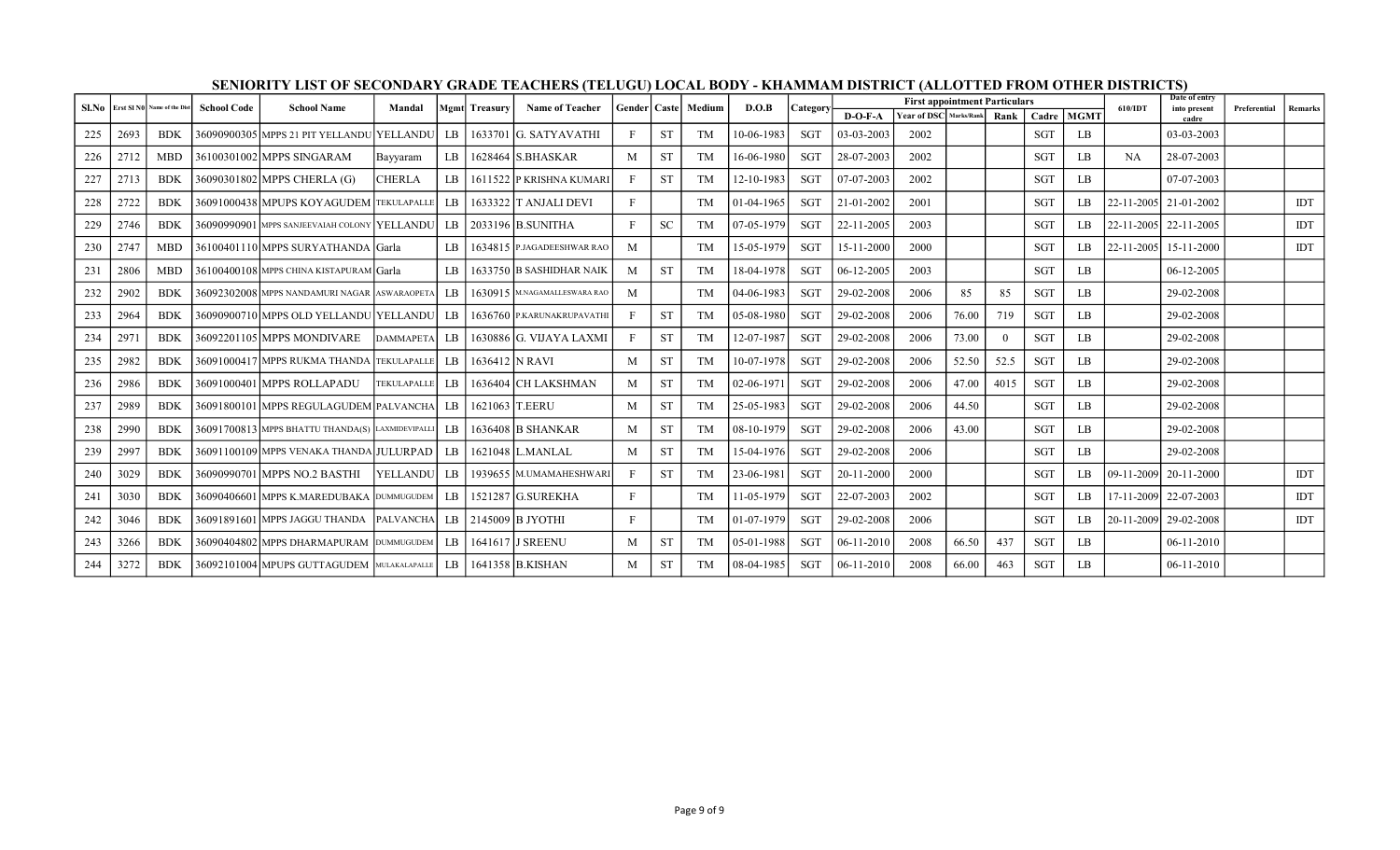# SENIORITY LIST OF SECONDARY GRADE TEACHERS (TELUGU) LOCAL BODY - KHAMMAM DISTRICT (ALLOTTED FROM OTHER DISTRICTS)

| Sl.No | Erst Sl N0 | Name of the Dist | School Code | School Name | Mandal | Mgmt | Treasury | Name of Teacher | Gender | Caste | Medium | D.O.B | Category | First appointment Particulars | | | | | | 610/IDT | Date of entry into present cadre | Preferential | Remarks |
|---|---|---|---|---|---|---|---|---|---|---|---|---|---|---|---|---|---|---|---|---|---|---|---|
| | | | | | | | | | | | | | | D-O-F-A | Year of DSC | Marks/Rank | Rank | Cadre | MGMT | | | | |
| 225 | 2693 | BDK | 36090900305 | MPPS 21 PIT YELLANDU | YELLANDU | LB | 1633701 | G. SATYAVATHI | F | ST | TM | 10-06-1983 | SGT | 03-03-2003 | 2002 | | | SGT | LB | | 03-03-2003 | | |
| 226 | 2712 | MBD | 36100301002 | MPPS SINGARAM | Bayyaram | LB | 1628464 | S.BHASKAR | M | ST | TM | 16-06-1980 | SGT | 28-07-2003 | 2002 | | | SGT | LB | NA | 28-07-2003 | | |
| 227 | 2713 | BDK | 36090301802 | MPPS CHERLA (G) | CHERLA | LB | 1611522 | P KRISHNA KUMARI | F | ST | TM | 12-10-1983 | SGT | 07-07-2003 | 2002 | | | SGT | LB | | 07-07-2003 | | |
| 228 | 2722 | BDK | 36091000438 | MPUPS KOYAGUDEM | TEKULAPALLE | LB | 1633322 | T ANJALI DEVI | F | | TM | 01-04-1965 | SGT | 21-01-2002 | 2001 | | | SGT | LB | 22-11-2005 | 21-01-2002 | | IDT |
| 229 | 2746 | BDK | 36090990901 | MPPS SANJEEVAIAH COLONY | YELLANDU | LB | 2033196 | B.SUNITHA | F | SC | TM | 07-05-1979 | SGT | 22-11-2005 | 2003 | | | SGT | LB | 22-11-2005 | 22-11-2005 | | IDT |
| 230 | 2747 | MBD | 36100401110 | MPPS SURYATHANDA | Garla | LB | 1634815 | P.JAGADEESHWAR RAO | M | | TM | 15-05-1979 | SGT | 15-11-2000 | 2000 | | | SGT | LB | 22-11-2005 | 15-11-2000 | | IDT |
| 231 | 2806 | MBD | 36100400108 | MPPS CHINA KISTAPURAM | Garla | LB | 1633750 | B SASHIDHAR NAIK | M | ST | TM | 18-04-1978 | SGT | 06-12-2005 | 2003 | | | SGT | LB | | 06-12-2005 | | |
| 232 | 2902 | BDK | 36092302008 | MPPS NANDAMURI NAGAR | ASWARAOPETA | LB | 1630915 | M.NAGAMALLESWARA RAO | M | | TM | 04-06-1983 | SGT | 29-02-2008 | 2006 | 85 | 85 | SGT | LB | | 29-02-2008 | | |
| 233 | 2964 | BDK | 36090900710 | MPPS OLD YELLANDU | YELLANDU | LB | 1636760 | P.KARUNAKRUPAVATHI | F | ST | TM | 05-08-1980 | SGT | 29-02-2008 | 2006 | 76.00 | 719 | SGT | LB | | 29-02-2008 | | |
| 234 | 2971 | BDK | 36092201105 | MPPS MONDIVARE | DAMMAPETA | LB | 1630886 | G. VIJAYA LAXMI | F | ST | TM | 12-07-1987 | SGT | 29-02-2008 | 2006 | 73.00 | 0 | SGT | LB | | 29-02-2008 | | |
| 235 | 2982 | BDK | 36091000417 | MPPS RUKMA THANDA | TEKULAPALLE | LB | 1636412 | N RAVI | M | ST | TM | 10-07-1978 | SGT | 29-02-2008 | 2006 | 52.50 | 52.5 | SGT | LB | | 29-02-2008 | | |
| 236 | 2986 | BDK | 36091000401 | MPPS ROLLAPADU | TEKULAPALLE | LB | 1636404 | CH LAKSHMAN | M | ST | TM | 02-06-1971 | SGT | 29-02-2008 | 2006 | 47.00 | 4015 | SGT | LB | | 29-02-2008 | | |
| 237 | 2989 | BDK | 36091800101 | MPPS REGULAGUDEM | PALVANCHA | LB | 1621063 | T.EERU | M | ST | TM | 25-05-1983 | SGT | 29-02-2008 | 2006 | 44.50 | | SGT | LB | | 29-02-2008 | | |
| 238 | 2990 | BDK | 36091700813 | MPPS BHATTU THANDA(S) | LAXMIDEVIPALLI | LB | 1636408 | B SHANKAR | M | ST | TM | 08-10-1979 | SGT | 29-02-2008 | 2006 | 43.00 | | SGT | LB | | 29-02-2008 | | |
| 239 | 2997 | BDK | 36091100109 | MPPS VENAKA THANDA | JULURPAD | LB | 1621048 | L.MANLAL | M | ST | TM | 15-04-1976 | SGT | 29-02-2008 | 2006 | | | SGT | LB | | 29-02-2008 | | |
| 240 | 3029 | BDK | 36090990701 | MPPS NO.2 BASTHI | YELLANDU | LB | 1939655 | M.UMAMAHESHWARI | F | ST | TM | 23-06-1981 | SGT | 20-11-2000 | 2000 | | | SGT | LB | 09-11-2009 | 20-11-2000 | | IDT |
| 241 | 3030 | BDK | 36090406601 | MPPS K.MAREDUBAKA | DUMMUGUDEM | LB | 1521287 | G.SUREKHA | F | | TM | 11-05-1979 | SGT | 22-07-2003 | 2002 | | | SGT | LB | 17-11-2009 | 22-07-2003 | | IDT |
| 242 | 3046 | BDK | 36091891601 | MPPS JAGGU THANDA | PALVANCHA | LB | 2145009 | B JYOTHI | F | | TM | 01-07-1979 | SGT | 29-02-2008 | 2006 | | | SGT | LB | 20-11-2009 | 29-02-2008 | | IDT |
| 243 | 3266 | BDK | 36090404802 | MPPS DHARMAPURAM | DUMMUGUDEM | LB | 1641617 | J SREENU | M | ST | TM | 05-01-1988 | SGT | 06-11-2010 | 2008 | 66.50 | 437 | SGT | LB | | 06-11-2010 | | |
| 244 | 3272 | BDK | 36092101004 | MPUPS GUTTAGUDEM | MULAKALAPALLE | LB | 1641358 | B.KISHAN | M | ST | TM | 08-04-1985 | SGT | 06-11-2010 | 2008 | 66.00 | 463 | SGT | LB | | 06-11-2010 | | |